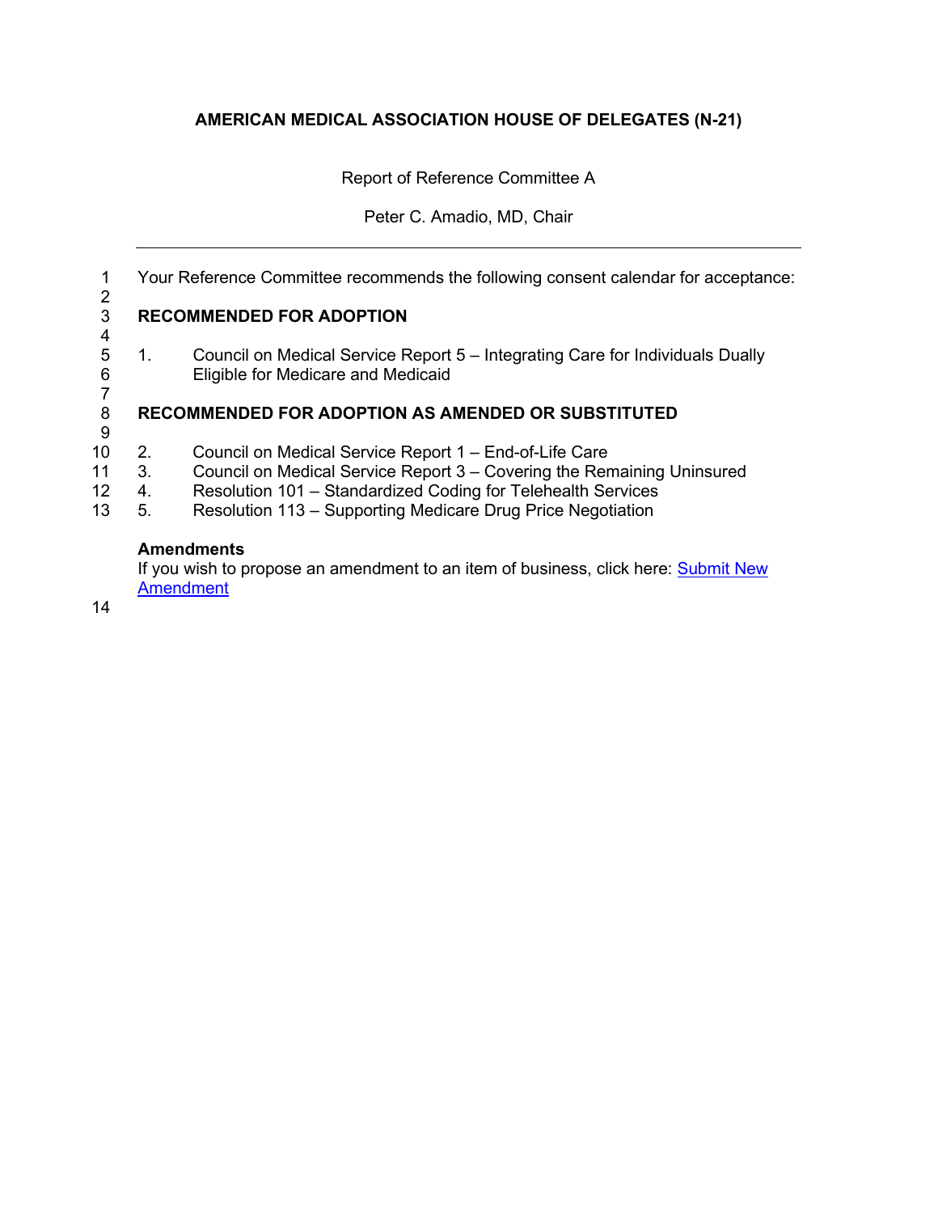**AMERICAN MEDICAL ASSOCIATION HOUSE OF DELEGATES (N-21)**

Report of Reference Committee A

Peter C. Amadio, MD, Chair

---

Your Reference Committee recommends the following consent calendar for acceptance:

**RECOMMENDED FOR ADOPTION**

1. Council on Medical Service Report 5 – Integrating Care for Individuals Dually Eligible for Medicare and Medicaid

**RECOMMENDED FOR ADOPTION AS AMENDED OR SUBSTITUTED**

2. Council on Medical Service Report 1 – End-of-Life Care
3. Council on Medical Service Report 3 – Covering the Remaining Uninsured
4. Resolution 101 – Standardized Coding for Telehealth Services
5. Resolution 113 – Supporting Medicare Drug Price Negotiation

**Amendments**

If you wish to propose an amendment to an item of business, click here: Submit New Amendment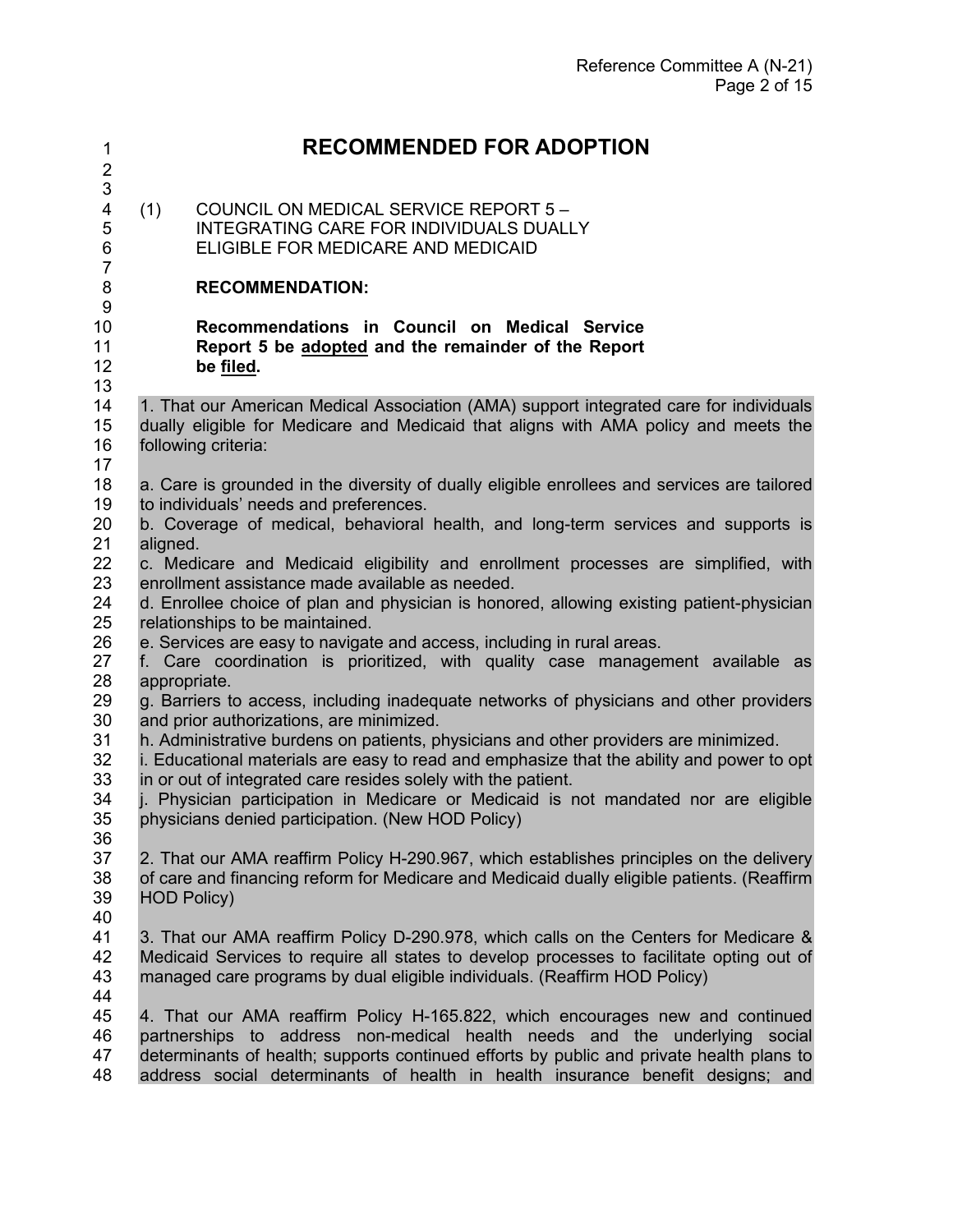# RECOMMENDED FOR ADOPTION

(1) COUNCIL ON MEDICAL SERVICE REPORT 5 – INTEGRATING CARE FOR INDIVIDUALS DUALLY ELIGIBLE FOR MEDICARE AND MEDICAID

**RECOMMENDATION:**

**Recommendations in Council on Medical Service Report 5 be adopted and the remainder of the Report be filed.**

1. That our American Medical Association (AMA) support integrated care for individuals dually eligible for Medicare and Medicaid that aligns with AMA policy and meets the following criteria:

a. Care is grounded in the diversity of dually eligible enrollees and services are tailored to individuals' needs and preferences.
b. Coverage of medical, behavioral health, and long-term services and supports is aligned.
c. Medicare and Medicaid eligibility and enrollment processes are simplified, with enrollment assistance made available as needed.
d. Enrollee choice of plan and physician is honored, allowing existing patient-physician relationships to be maintained.
e. Services are easy to navigate and access, including in rural areas.
f. Care coordination is prioritized, with quality case management available as appropriate.
g. Barriers to access, including inadequate networks of physicians and other providers and prior authorizations, are minimized.
h. Administrative burdens on patients, physicians and other providers are minimized.
i. Educational materials are easy to read and emphasize that the ability and power to opt in or out of integrated care resides solely with the patient.
j. Physician participation in Medicare or Medicaid is not mandated nor are eligible physicians denied participation. (New HOD Policy)

2. That our AMA reaffirm Policy H-290.967, which establishes principles on the delivery of care and financing reform for Medicare and Medicaid dually eligible patients. (Reaffirm HOD Policy)

3. That our AMA reaffirm Policy D-290.978, which calls on the Centers for Medicare & Medicaid Services to require all states to develop processes to facilitate opting out of managed care programs by dual eligible individuals. (Reaffirm HOD Policy)

4. That our AMA reaffirm Policy H-165.822, which encourages new and continued partnerships to address non-medical health needs and the underlying social determinants of health; supports continued efforts by public and private health plans to address social determinants of health in health insurance benefit designs; and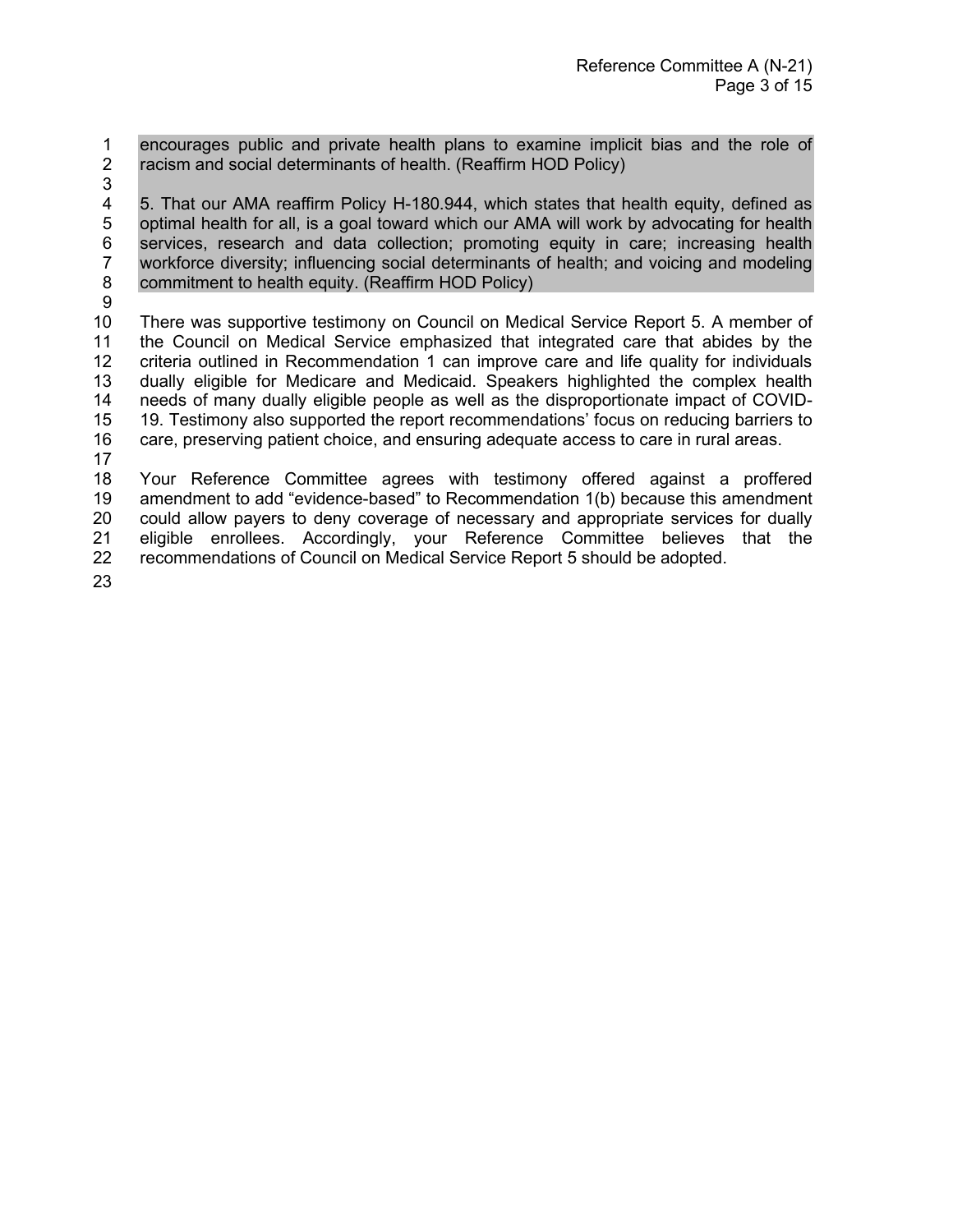encourages public and private health plans to examine implicit bias and the role of racism and social determinants of health. (Reaffirm HOD Policy)

5. That our AMA reaffirm Policy H-180.944, which states that health equity, defined as optimal health for all, is a goal toward which our AMA will work by advocating for health services, research and data collection; promoting equity in care; increasing health workforce diversity; influencing social determinants of health; and voicing and modeling commitment to health equity. (Reaffirm HOD Policy)

There was supportive testimony on Council on Medical Service Report 5. A member of the Council on Medical Service emphasized that integrated care that abides by the criteria outlined in Recommendation 1 can improve care and life quality for individuals dually eligible for Medicare and Medicaid. Speakers highlighted the complex health needs of many dually eligible people as well as the disproportionate impact of COVID-19. Testimony also supported the report recommendations' focus on reducing barriers to care, preserving patient choice, and ensuring adequate access to care in rural areas.

Your Reference Committee agrees with testimony offered against a proffered amendment to add "evidence-based" to Recommendation 1(b) because this amendment could allow payers to deny coverage of necessary and appropriate services for dually eligible enrollees. Accordingly, your Reference Committee believes that the recommendations of Council on Medical Service Report 5 should be adopted.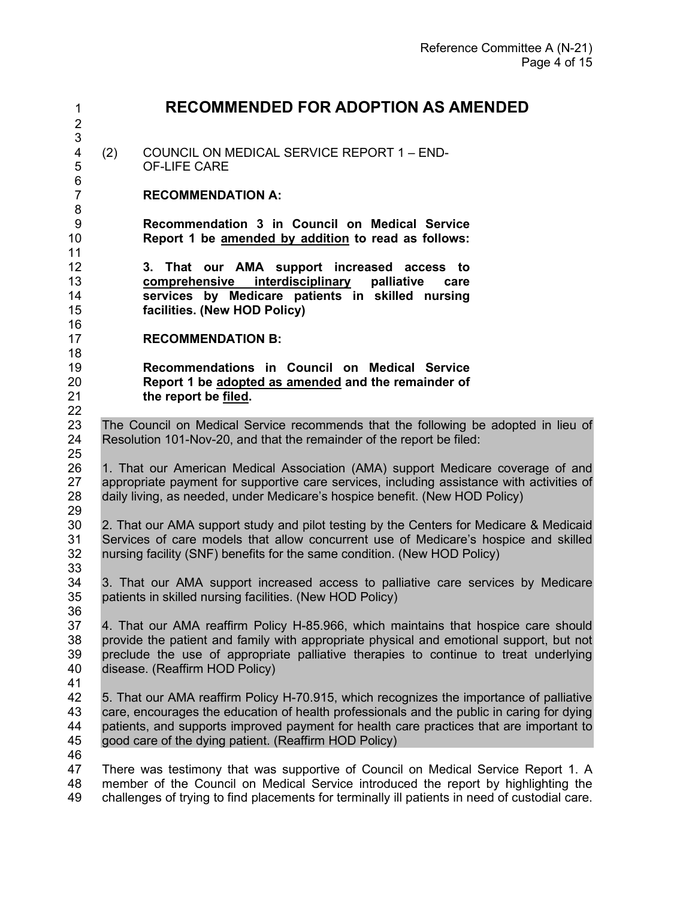# RECOMMENDED FOR ADOPTION AS AMENDED

(2) COUNCIL ON MEDICAL SERVICE REPORT 1 – END-OF-LIFE CARE

**RECOMMENDATION A:**

**Recommendation 3 in Council on Medical Service Report 1 be <u>amended by addition</u> to read as follows:**

**3. That our AMA support increased access to <u>comprehensive interdisciplinary</u> palliative care services by Medicare patients in skilled nursing facilities. (New HOD Policy)**

**RECOMMENDATION B:**

**Recommendations in Council on Medical Service Report 1 be <u>adopted as amended</u> and the remainder of the report be <u>filed</u>.**

The Council on Medical Service recommends that the following be adopted in lieu of Resolution 101-Nov-20, and that the remainder of the report be filed:

1. That our American Medical Association (AMA) support Medicare coverage of and appropriate payment for supportive care services, including assistance with activities of daily living, as needed, under Medicare's hospice benefit. (New HOD Policy)

2. That our AMA support study and pilot testing by the Centers for Medicare & Medicaid Services of care models that allow concurrent use of Medicare's hospice and skilled nursing facility (SNF) benefits for the same condition. (New HOD Policy)

3. That our AMA support increased access to palliative care services by Medicare patients in skilled nursing facilities. (New HOD Policy)

4. That our AMA reaffirm Policy H-85.966, which maintains that hospice care should provide the patient and family with appropriate physical and emotional support, but not preclude the use of appropriate palliative therapies to continue to treat underlying disease. (Reaffirm HOD Policy)

5. That our AMA reaffirm Policy H-70.915, which recognizes the importance of palliative care, encourages the education of health professionals and the public in caring for dying patients, and supports improved payment for health care practices that are important to good care of the dying patient. (Reaffirm HOD Policy)

There was testimony that was supportive of Council on Medical Service Report 1. A member of the Council on Medical Service introduced the report by highlighting the challenges of trying to find placements for terminally ill patients in need of custodial care.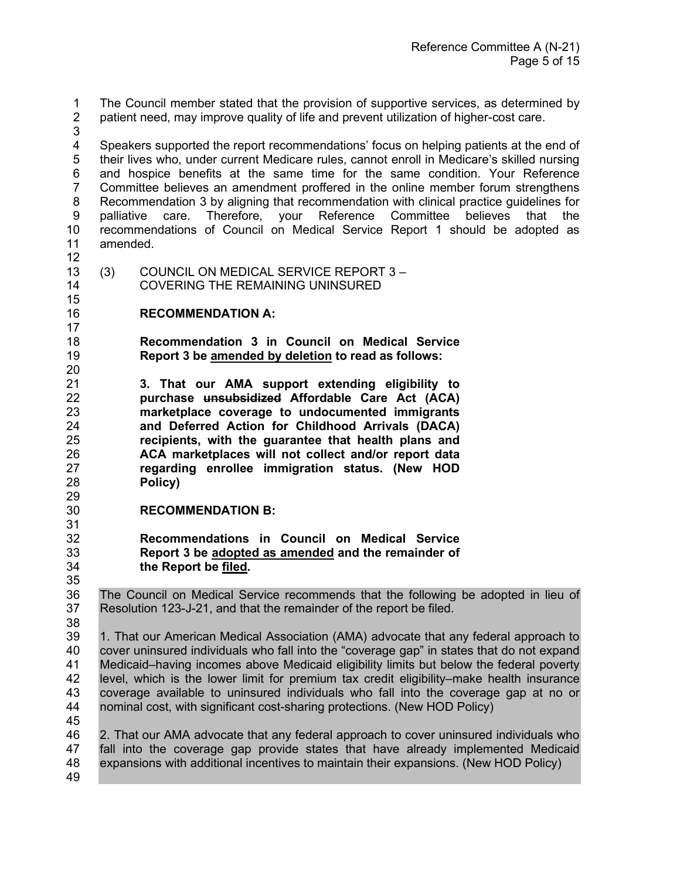The Council member stated that the provision of supportive services, as determined by patient need, may improve quality of life and prevent utilization of higher-cost care.

Speakers supported the report recommendations' focus on helping patients at the end of their lives who, under current Medicare rules, cannot enroll in Medicare's skilled nursing and hospice benefits at the same time for the same condition. Your Reference Committee believes an amendment proffered in the online member forum strengthens Recommendation 3 by aligning that recommendation with clinical practice guidelines for palliative care. Therefore, your Reference Committee believes that the recommendations of Council on Medical Service Report 1 should be adopted as amended.

(3) COUNCIL ON MEDICAL SERVICE REPORT 3 – COVERING THE REMAINING UNINSURED

**RECOMMENDATION A:**

**Recommendation 3 in Council on Medical Service Report 3 be amended by deletion to read as follows:**

**3. That our AMA support extending eligibility to purchase ~~unsubsidized~~ Affordable Care Act (ACA) marketplace coverage to undocumented immigrants and Deferred Action for Childhood Arrivals (DACA) recipients, with the guarantee that health plans and ACA marketplaces will not collect and/or report data regarding enrollee immigration status. (New HOD Policy)**

**RECOMMENDATION B:**

**Recommendations in Council on Medical Service Report 3 be adopted as amended and the remainder of the Report be filed.**

The Council on Medical Service recommends that the following be adopted in lieu of Resolution 123-J-21, and that the remainder of the report be filed.

1. That our American Medical Association (AMA) advocate that any federal approach to cover uninsured individuals who fall into the "coverage gap" in states that do not expand Medicaid–having incomes above Medicaid eligibility limits but below the federal poverty level, which is the lower limit for premium tax credit eligibility–make health insurance coverage available to uninsured individuals who fall into the coverage gap at no or nominal cost, with significant cost-sharing protections. (New HOD Policy)

2. That our AMA advocate that any federal approach to cover uninsured individuals who fall into the coverage gap provide states that have already implemented Medicaid expansions with additional incentives to maintain their expansions. (New HOD Policy)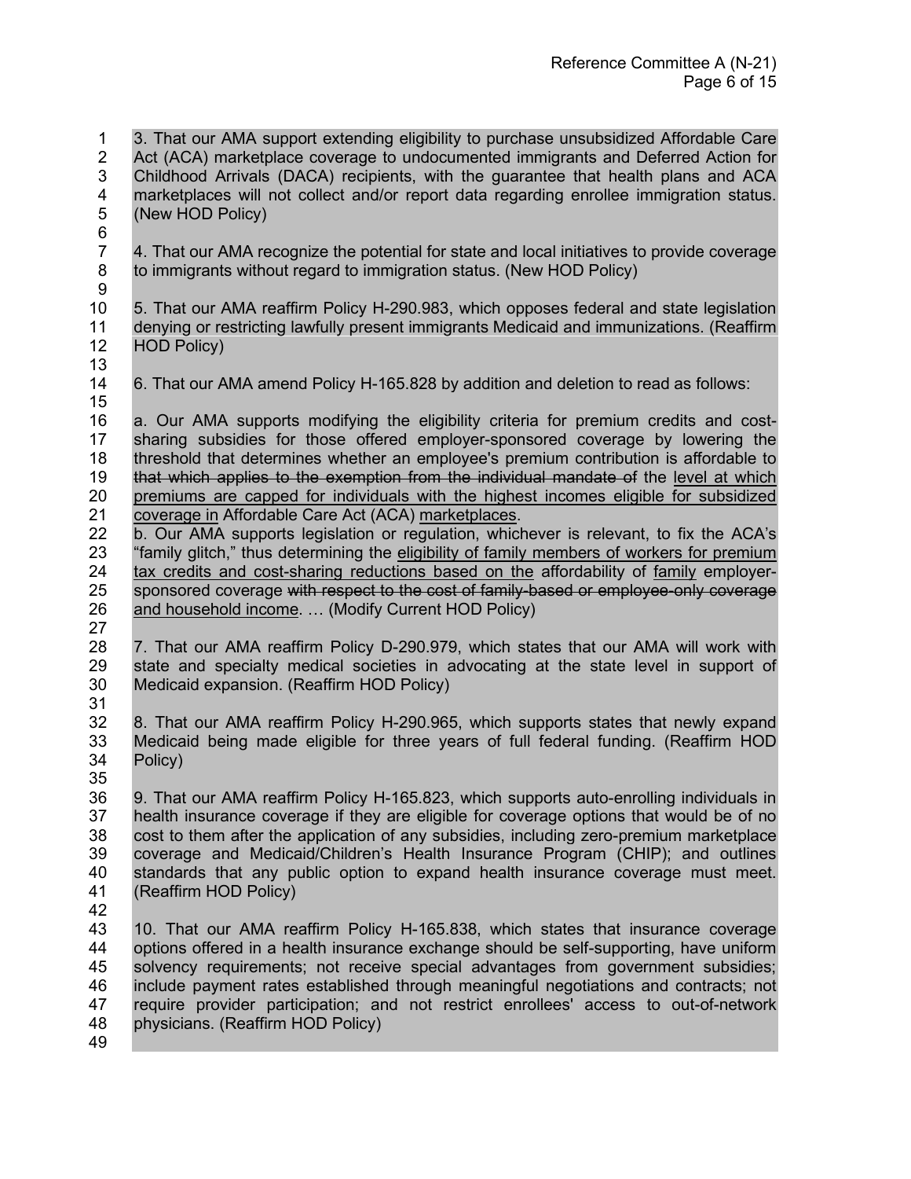3. That our AMA support extending eligibility to purchase unsubsidized Affordable Care Act (ACA) marketplace coverage to undocumented immigrants and Deferred Action for Childhood Arrivals (DACA) recipients, with the guarantee that health plans and ACA marketplaces will not collect and/or report data regarding enrollee immigration status. (New HOD Policy)

4. That our AMA recognize the potential for state and local initiatives to provide coverage to immigrants without regard to immigration status. (New HOD Policy)

5. That our AMA reaffirm Policy H-290.983, which opposes federal and state legislation denying or restricting lawfully present immigrants Medicaid and immunizations. (Reaffirm HOD Policy)

6. That our AMA amend Policy H-165.828 by addition and deletion to read as follows:

a. Our AMA supports modifying the eligibility criteria for premium credits and cost-sharing subsidies for those offered employer-sponsored coverage by lowering the threshold that determines whether an employee's premium contribution is affordable to ~~that which applies to the exemption from the individual mandate of~~ the <u>level at which premiums are capped for individuals with the highest incomes eligible for subsidized coverage in</u> Affordable Care Act (ACA) <u>marketplaces</u>.
b. Our AMA supports legislation or regulation, whichever is relevant, to fix the ACA's "family glitch," thus determining the <u>eligibility of family members of workers for premium tax credits and cost-sharing reductions based on the</u> affordability of <u>family</u> employer-sponsored coverage ~~with respect to the cost of family-based or employee-only coverage~~ <u>and household income</u>. … (Modify Current HOD Policy)

7. That our AMA reaffirm Policy D-290.979, which states that our AMA will work with state and specialty medical societies in advocating at the state level in support of Medicaid expansion. (Reaffirm HOD Policy)

8. That our AMA reaffirm Policy H-290.965, which supports states that newly expand Medicaid being made eligible for three years of full federal funding. (Reaffirm HOD Policy)

9. That our AMA reaffirm Policy H-165.823, which supports auto-enrolling individuals in health insurance coverage if they are eligible for coverage options that would be of no cost to them after the application of any subsidies, including zero-premium marketplace coverage and Medicaid/Children's Health Insurance Program (CHIP); and outlines standards that any public option to expand health insurance coverage must meet. (Reaffirm HOD Policy)

10. That our AMA reaffirm Policy H-165.838, which states that insurance coverage options offered in a health insurance exchange should be self-supporting, have uniform solvency requirements; not receive special advantages from government subsidies; include payment rates established through meaningful negotiations and contracts; not require provider participation; and not restrict enrollees' access to out-of-network physicians. (Reaffirm HOD Policy)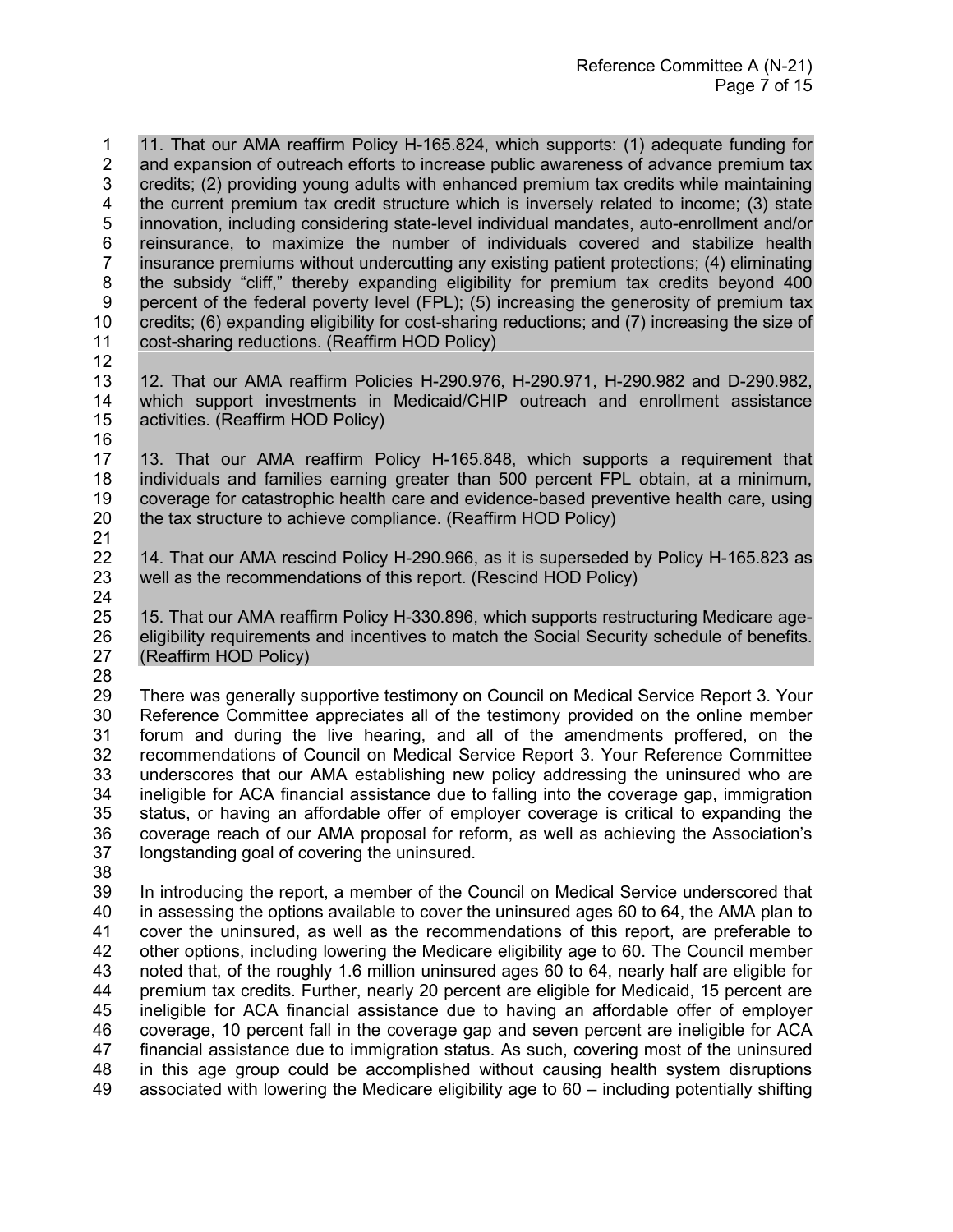11. That our AMA reaffirm Policy H-165.824, which supports: (1) adequate funding for and expansion of outreach efforts to increase public awareness of advance premium tax credits; (2) providing young adults with enhanced premium tax credits while maintaining the current premium tax credit structure which is inversely related to income; (3) state innovation, including considering state-level individual mandates, auto-enrollment and/or reinsurance, to maximize the number of individuals covered and stabilize health insurance premiums without undercutting any existing patient protections; (4) eliminating the subsidy "cliff," thereby expanding eligibility for premium tax credits beyond 400 percent of the federal poverty level (FPL); (5) increasing the generosity of premium tax credits; (6) expanding eligibility for cost-sharing reductions; and (7) increasing the size of cost-sharing reductions. (Reaffirm HOD Policy)

12. That our AMA reaffirm Policies H-290.976, H-290.971, H-290.982 and D-290.982, which support investments in Medicaid/CHIP outreach and enrollment assistance activities. (Reaffirm HOD Policy)

13. That our AMA reaffirm Policy H-165.848, which supports a requirement that individuals and families earning greater than 500 percent FPL obtain, at a minimum, coverage for catastrophic health care and evidence-based preventive health care, using the tax structure to achieve compliance. (Reaffirm HOD Policy)

14. That our AMA rescind Policy H-290.966, as it is superseded by Policy H-165.823 as well as the recommendations of this report. (Rescind HOD Policy)

15. That our AMA reaffirm Policy H-330.896, which supports restructuring Medicare age-eligibility requirements and incentives to match the Social Security schedule of benefits. (Reaffirm HOD Policy)

There was generally supportive testimony on Council on Medical Service Report 3. Your Reference Committee appreciates all of the testimony provided on the online member forum and during the live hearing, and all of the amendments proffered, on the recommendations of Council on Medical Service Report 3. Your Reference Committee underscores that our AMA establishing new policy addressing the uninsured who are ineligible for ACA financial assistance due to falling into the coverage gap, immigration status, or having an affordable offer of employer coverage is critical to expanding the coverage reach of our AMA proposal for reform, as well as achieving the Association's longstanding goal of covering the uninsured.

In introducing the report, a member of the Council on Medical Service underscored that in assessing the options available to cover the uninsured ages 60 to 64, the AMA plan to cover the uninsured, as well as the recommendations of this report, are preferable to other options, including lowering the Medicare eligibility age to 60. The Council member noted that, of the roughly 1.6 million uninsured ages 60 to 64, nearly half are eligible for premium tax credits. Further, nearly 20 percent are eligible for Medicaid, 15 percent are ineligible for ACA financial assistance due to having an affordable offer of employer coverage, 10 percent fall in the coverage gap and seven percent are ineligible for ACA financial assistance due to immigration status. As such, covering most of the uninsured in this age group could be accomplished without causing health system disruptions associated with lowering the Medicare eligibility age to 60 – including potentially shifting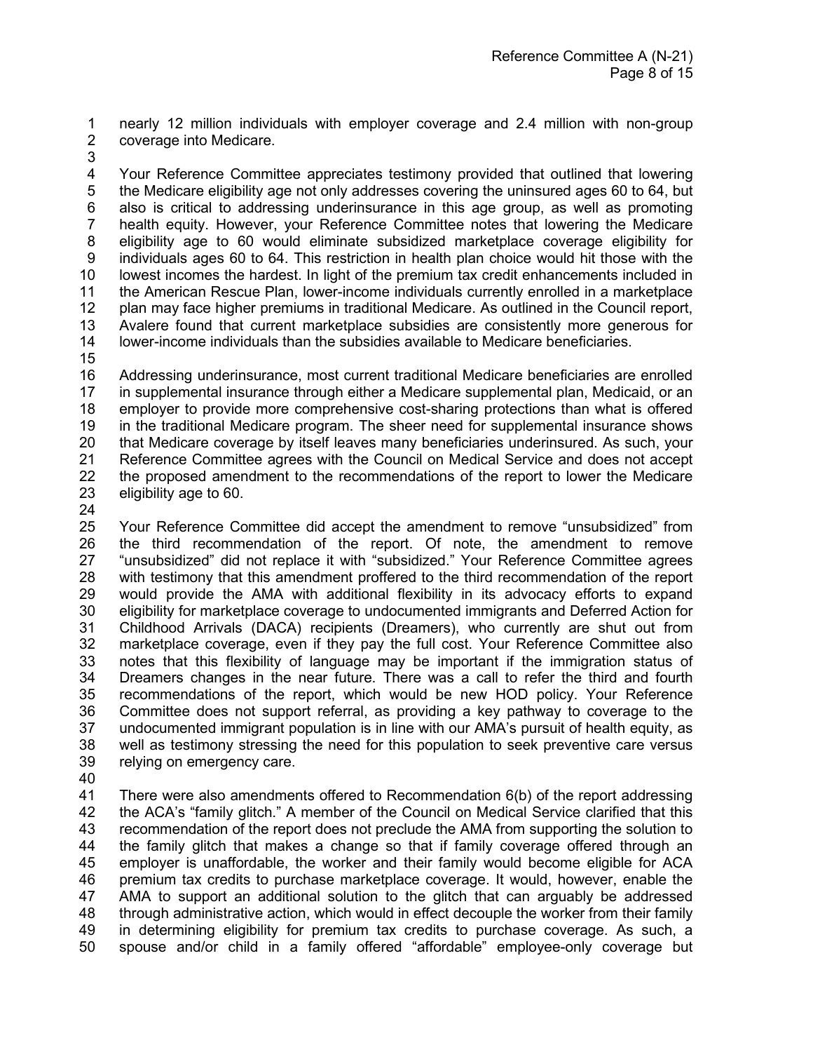nearly 12 million individuals with employer coverage and 2.4 million with non-group coverage into Medicare.

Your Reference Committee appreciates testimony provided that outlined that lowering the Medicare eligibility age not only addresses covering the uninsured ages 60 to 64, but also is critical to addressing underinsurance in this age group, as well as promoting health equity. However, your Reference Committee notes that lowering the Medicare eligibility age to 60 would eliminate subsidized marketplace coverage eligibility for individuals ages 60 to 64. This restriction in health plan choice would hit those with the lowest incomes the hardest. In light of the premium tax credit enhancements included in the American Rescue Plan, lower-income individuals currently enrolled in a marketplace plan may face higher premiums in traditional Medicare. As outlined in the Council report, Avalere found that current marketplace subsidies are consistently more generous for lower-income individuals than the subsidies available to Medicare beneficiaries.

Addressing underinsurance, most current traditional Medicare beneficiaries are enrolled in supplemental insurance through either a Medicare supplemental plan, Medicaid, or an employer to provide more comprehensive cost-sharing protections than what is offered in the traditional Medicare program. The sheer need for supplemental insurance shows that Medicare coverage by itself leaves many beneficiaries underinsured. As such, your Reference Committee agrees with the Council on Medical Service and does not accept the proposed amendment to the recommendations of the report to lower the Medicare eligibility age to 60.

Your Reference Committee did accept the amendment to remove "unsubsidized" from the third recommendation of the report. Of note, the amendment to remove "unsubsidized" did not replace it with "subsidized." Your Reference Committee agrees with testimony that this amendment proffered to the third recommendation of the report would provide the AMA with additional flexibility in its advocacy efforts to expand eligibility for marketplace coverage to undocumented immigrants and Deferred Action for Childhood Arrivals (DACA) recipients (Dreamers), who currently are shut out from marketplace coverage, even if they pay the full cost. Your Reference Committee also notes that this flexibility of language may be important if the immigration status of Dreamers changes in the near future. There was a call to refer the third and fourth recommendations of the report, which would be new HOD policy. Your Reference Committee does not support referral, as providing a key pathway to coverage to the undocumented immigrant population is in line with our AMA's pursuit of health equity, as well as testimony stressing the need for this population to seek preventive care versus relying on emergency care.

There were also amendments offered to Recommendation 6(b) of the report addressing the ACA's "family glitch." A member of the Council on Medical Service clarified that this recommendation of the report does not preclude the AMA from supporting the solution to the family glitch that makes a change so that if family coverage offered through an employer is unaffordable, the worker and their family would become eligible for ACA premium tax credits to purchase marketplace coverage. It would, however, enable the AMA to support an additional solution to the glitch that can arguably be addressed through administrative action, which would in effect decouple the worker from their family in determining eligibility for premium tax credits to purchase coverage. As such, a spouse and/or child in a family offered "affordable" employee-only coverage but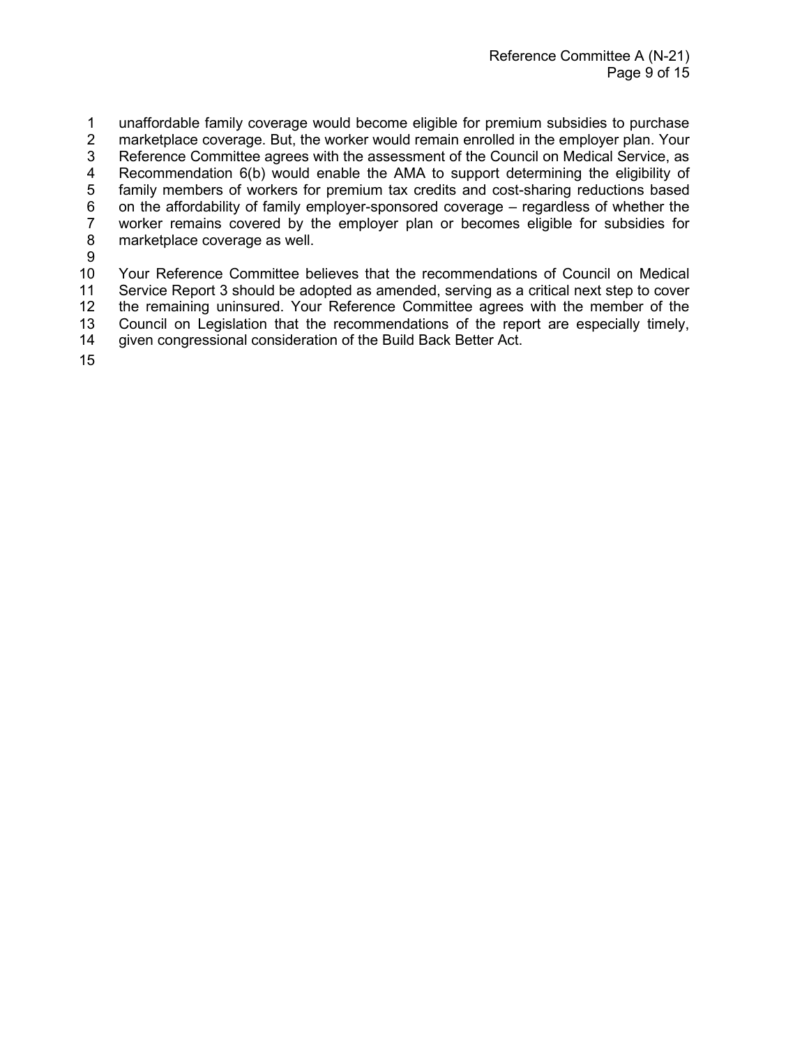unaffordable family coverage would become eligible for premium subsidies to purchase marketplace coverage. But, the worker would remain enrolled in the employer plan. Your Reference Committee agrees with the assessment of the Council on Medical Service, as Recommendation 6(b) would enable the AMA to support determining the eligibility of family members of workers for premium tax credits and cost-sharing reductions based on the affordability of family employer-sponsored coverage – regardless of whether the worker remains covered by the employer plan or becomes eligible for subsidies for marketplace coverage as well.

Your Reference Committee believes that the recommendations of Council on Medical Service Report 3 should be adopted as amended, serving as a critical next step to cover the remaining uninsured. Your Reference Committee agrees with the member of the Council on Legislation that the recommendations of the report are especially timely, given congressional consideration of the Build Back Better Act.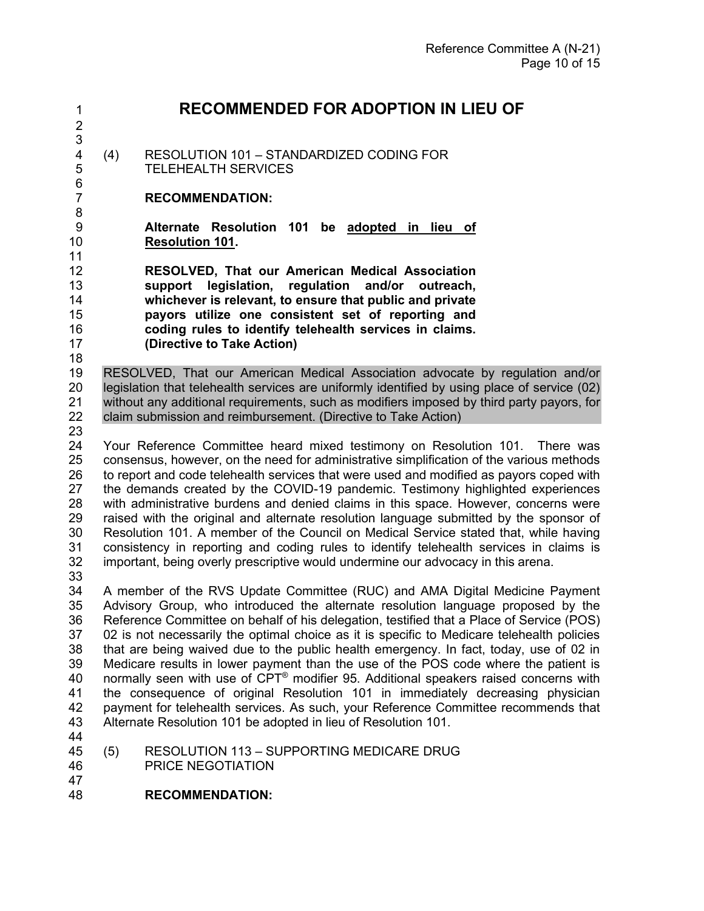## RECOMMENDED FOR ADOPTION IN LIEU OF

(4) RESOLUTION 101 – STANDARDIZED CODING FOR TELEHEALTH SERVICES

**RECOMMENDATION:**

**Alternate Resolution 101 be adopted in lieu of Resolution 101.**

**RESOLVED, That our American Medical Association support legislation, regulation and/or outreach, whichever is relevant, to ensure that public and private payors utilize one consistent set of reporting and coding rules to identify telehealth services in claims. (Directive to Take Action)**

RESOLVED, That our American Medical Association advocate by regulation and/or legislation that telehealth services are uniformly identified by using place of service (02) without any additional requirements, such as modifiers imposed by third party payors, for claim submission and reimbursement. (Directive to Take Action)

Your Reference Committee heard mixed testimony on Resolution 101. There was consensus, however, on the need for administrative simplification of the various methods to report and code telehealth services that were used and modified as payors coped with the demands created by the COVID-19 pandemic. Testimony highlighted experiences with administrative burdens and denied claims in this space. However, concerns were raised with the original and alternate resolution language submitted by the sponsor of Resolution 101. A member of the Council on Medical Service stated that, while having consistency in reporting and coding rules to identify telehealth services in claims is important, being overly prescriptive would undermine our advocacy in this arena.

A member of the RVS Update Committee (RUC) and AMA Digital Medicine Payment Advisory Group, who introduced the alternate resolution language proposed by the Reference Committee on behalf of his delegation, testified that a Place of Service (POS) 02 is not necessarily the optimal choice as it is specific to Medicare telehealth policies that are being waived due to the public health emergency. In fact, today, use of 02 in Medicare results in lower payment than the use of the POS code where the patient is normally seen with use of CPT® modifier 95. Additional speakers raised concerns with the consequence of original Resolution 101 in immediately decreasing physician payment for telehealth services. As such, your Reference Committee recommends that Alternate Resolution 101 be adopted in lieu of Resolution 101.

(5) RESOLUTION 113 – SUPPORTING MEDICARE DRUG PRICE NEGOTIATION

**RECOMMENDATION:**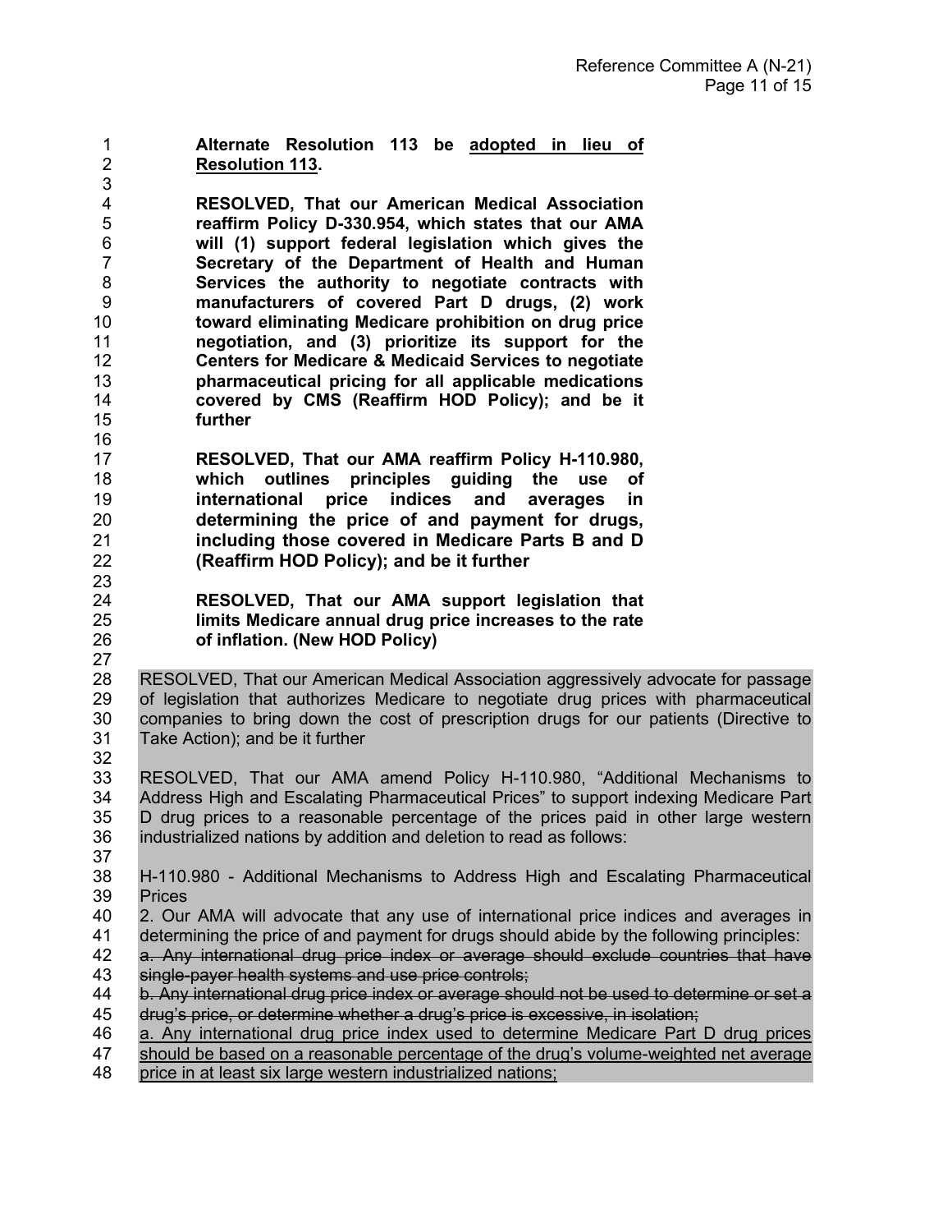**Alternate Resolution 113 be <u>adopted in lieu of Resolution 113</u>.**

**RESOLVED, That our American Medical Association reaffirm Policy D-330.954, which states that our AMA will (1) support federal legislation which gives the Secretary of the Department of Health and Human Services the authority to negotiate contracts with manufacturers of covered Part D drugs, (2) work toward eliminating Medicare prohibition on drug price negotiation, and (3) prioritize its support for the Centers for Medicare & Medicaid Services to negotiate pharmaceutical pricing for all applicable medications covered by CMS (Reaffirm HOD Policy); and be it further**

**RESOLVED, That our AMA reaffirm Policy H-110.980, which outlines principles guiding the use of international price indices and averages in determining the price of and payment for drugs, including those covered in Medicare Parts B and D (Reaffirm HOD Policy); and be it further**

**RESOLVED, That our AMA support legislation that limits Medicare annual drug price increases to the rate of inflation. (New HOD Policy)**

RESOLVED, That our American Medical Association aggressively advocate for passage of legislation that authorizes Medicare to negotiate drug prices with pharmaceutical companies to bring down the cost of prescription drugs for our patients (Directive to Take Action); and be it further

RESOLVED, That our AMA amend Policy H-110.980, "Additional Mechanisms to Address High and Escalating Pharmaceutical Prices" to support indexing Medicare Part D drug prices to a reasonable percentage of the prices paid in other large western industrialized nations by addition and deletion to read as follows:

H-110.980 - Additional Mechanisms to Address High and Escalating Pharmaceutical Prices

2. Our AMA will advocate that any use of international price indices and averages in determining the price of and payment for drugs should abide by the following principles:

~~a. Any international drug price index or average should exclude countries that have single-payer health systems and use price controls;~~

~~b. Any international drug price index or average should not be used to determine or set a drug's price, or determine whether a drug's price is excessive, in isolation;~~

<u>a. Any international drug price index used to determine Medicare Part D drug prices should be based on a reasonable percentage of the drug's volume-weighted net average price in at least six large western industrialized nations;</u>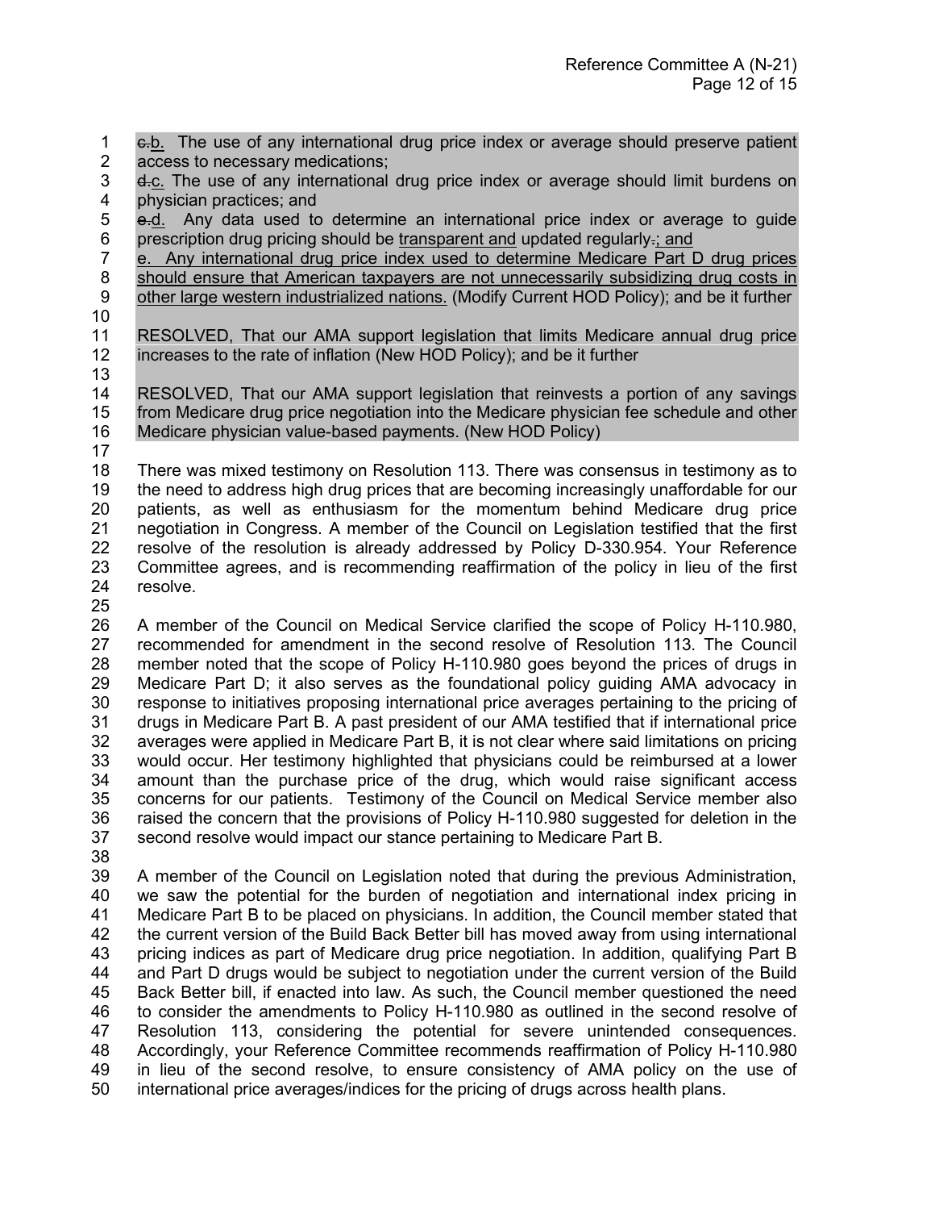~~c.~~<u>b.</u> The use of any international drug price index or average should preserve patient access to necessary medications;

~~d.~~<u>c.</u> The use of any international drug price index or average should limit burdens on physician practices; and

~~e.~~<u>d.</u> Any data used to determine an international price index or average to guide prescription drug pricing should be <u>transparent and</u> updated regularly~~.~~<u>; and</u>

<u>e. Any international drug price index used to determine Medicare Part D drug prices should ensure that American taxpayers are not unnecessarily subsidizing drug costs in other large western industrialized nations.</u> (Modify Current HOD Policy); and be it further

RESOLVED, That our AMA support legislation that limits Medicare annual drug price increases to the rate of inflation (New HOD Policy); and be it further

RESOLVED, That our AMA support legislation that reinvests a portion of any savings from Medicare drug price negotiation into the Medicare physician fee schedule and other Medicare physician value-based payments. (New HOD Policy)

There was mixed testimony on Resolution 113. There was consensus in testimony as to the need to address high drug prices that are becoming increasingly unaffordable for our patients, as well as enthusiasm for the momentum behind Medicare drug price negotiation in Congress. A member of the Council on Legislation testified that the first resolve of the resolution is already addressed by Policy D-330.954. Your Reference Committee agrees, and is recommending reaffirmation of the policy in lieu of the first resolve.

A member of the Council on Medical Service clarified the scope of Policy H-110.980, recommended for amendment in the second resolve of Resolution 113. The Council member noted that the scope of Policy H-110.980 goes beyond the prices of drugs in Medicare Part D; it also serves as the foundational policy guiding AMA advocacy in response to initiatives proposing international price averages pertaining to the pricing of drugs in Medicare Part B. A past president of our AMA testified that if international price averages were applied in Medicare Part B, it is not clear where said limitations on pricing would occur. Her testimony highlighted that physicians could be reimbursed at a lower amount than the purchase price of the drug, which would raise significant access concerns for our patients. Testimony of the Council on Medical Service member also raised the concern that the provisions of Policy H-110.980 suggested for deletion in the second resolve would impact our stance pertaining to Medicare Part B.

A member of the Council on Legislation noted that during the previous Administration, we saw the potential for the burden of negotiation and international index pricing in Medicare Part B to be placed on physicians. In addition, the Council member stated that the current version of the Build Back Better bill has moved away from using international pricing indices as part of Medicare drug price negotiation. In addition, qualifying Part B and Part D drugs would be subject to negotiation under the current version of the Build Back Better bill, if enacted into law. As such, the Council member questioned the need to consider the amendments to Policy H-110.980 as outlined in the second resolve of Resolution 113, considering the potential for severe unintended consequences. Accordingly, your Reference Committee recommends reaffirmation of Policy H-110.980 in lieu of the second resolve, to ensure consistency of AMA policy on the use of international price averages/indices for the pricing of drugs across health plans.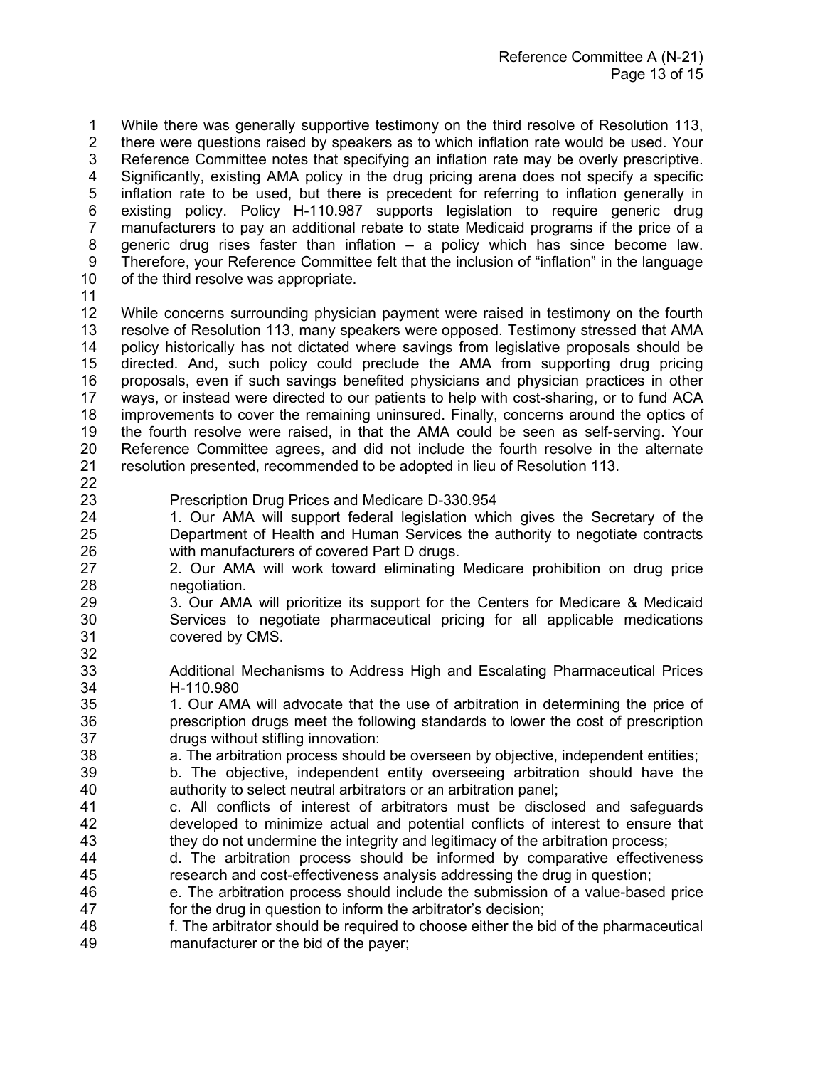While there was generally supportive testimony on the third resolve of Resolution 113, there were questions raised by speakers as to which inflation rate would be used. Your Reference Committee notes that specifying an inflation rate may be overly prescriptive. Significantly, existing AMA policy in the drug pricing arena does not specify a specific inflation rate to be used, but there is precedent for referring to inflation generally in existing policy. Policy H-110.987 supports legislation to require generic drug manufacturers to pay an additional rebate to state Medicaid programs if the price of a generic drug rises faster than inflation – a policy which has since become law. Therefore, your Reference Committee felt that the inclusion of "inflation" in the language of the third resolve was appropriate.

While concerns surrounding physician payment were raised in testimony on the fourth resolve of Resolution 113, many speakers were opposed. Testimony stressed that AMA policy historically has not dictated where savings from legislative proposals should be directed. And, such policy could preclude the AMA from supporting drug pricing proposals, even if such savings benefited physicians and physician practices in other ways, or instead were directed to our patients to help with cost-sharing, or to fund ACA improvements to cover the remaining uninsured. Finally, concerns around the optics of the fourth resolve were raised, in that the AMA could be seen as self-serving. Your Reference Committee agrees, and did not include the fourth resolve in the alternate resolution presented, recommended to be adopted in lieu of Resolution 113.

> Prescription Drug Prices and Medicare D-330.954
>
> 1. Our AMA will support federal legislation which gives the Secretary of the Department of Health and Human Services the authority to negotiate contracts with manufacturers of covered Part D drugs.
> 2. Our AMA will work toward eliminating Medicare prohibition on drug price negotiation.
> 3. Our AMA will prioritize its support for the Centers for Medicare & Medicaid Services to negotiate pharmaceutical pricing for all applicable medications covered by CMS.

> Additional Mechanisms to Address High and Escalating Pharmaceutical Prices H-110.980
>
> 1. Our AMA will advocate that the use of arbitration in determining the price of prescription drugs meet the following standards to lower the cost of prescription drugs without stifling innovation:
>
> a. The arbitration process should be overseen by objective, independent entities;
>
> b. The objective, independent entity overseeing arbitration should have the authority to select neutral arbitrators or an arbitration panel;
>
> c. All conflicts of interest of arbitrators must be disclosed and safeguards developed to minimize actual and potential conflicts of interest to ensure that they do not undermine the integrity and legitimacy of the arbitration process;
>
> d. The arbitration process should be informed by comparative effectiveness research and cost-effectiveness analysis addressing the drug in question;
>
> e. The arbitration process should include the submission of a value-based price for the drug in question to inform the arbitrator's decision;
>
> f. The arbitrator should be required to choose either the bid of the pharmaceutical manufacturer or the bid of the payer;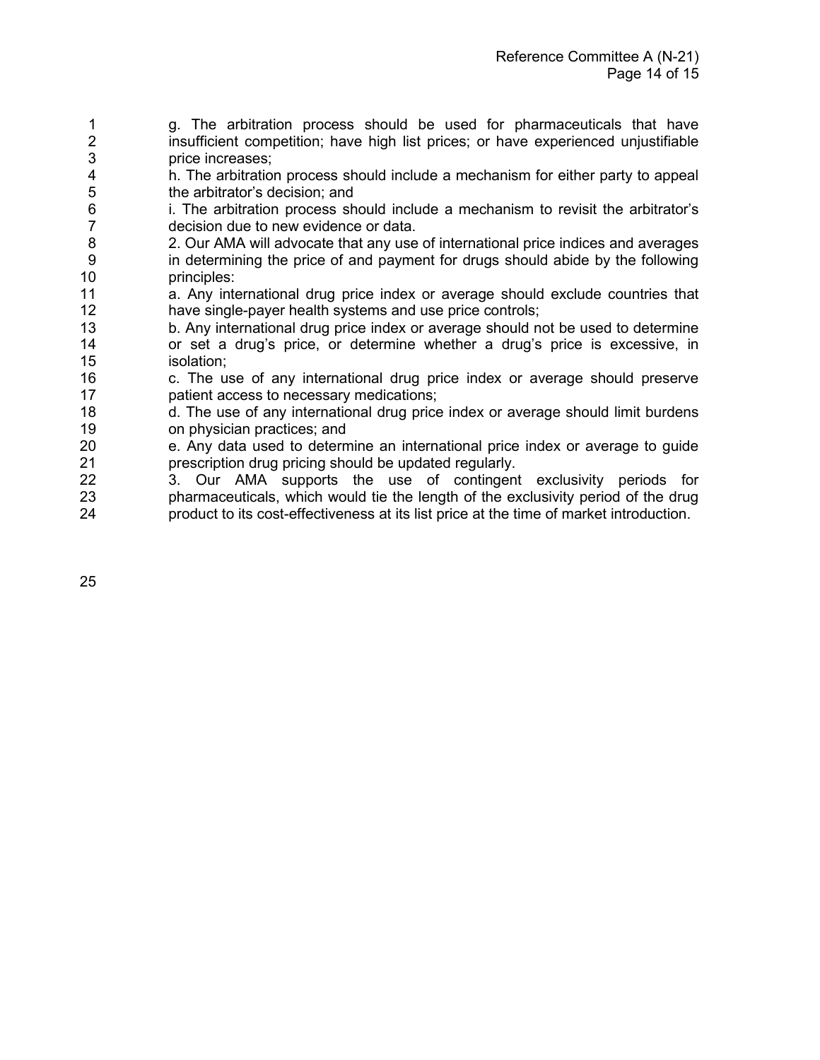g. The arbitration process should be used for pharmaceuticals that have insufficient competition; have high list prices; or have experienced unjustifiable price increases;

h. The arbitration process should include a mechanism for either party to appeal the arbitrator's decision; and

i. The arbitration process should include a mechanism to revisit the arbitrator's decision due to new evidence or data.

2. Our AMA will advocate that any use of international price indices and averages in determining the price of and payment for drugs should abide by the following principles:

a. Any international drug price index or average should exclude countries that have single-payer health systems and use price controls;

b. Any international drug price index or average should not be used to determine or set a drug's price, or determine whether a drug's price is excessive, in isolation;

c. The use of any international drug price index or average should preserve patient access to necessary medications;

d. The use of any international drug price index or average should limit burdens on physician practices; and

e. Any data used to determine an international price index or average to guide prescription drug pricing should be updated regularly.

3. Our AMA supports the use of contingent exclusivity periods for pharmaceuticals, which would tie the length of the exclusivity period of the drug product to its cost-effectiveness at its list price at the time of market introduction.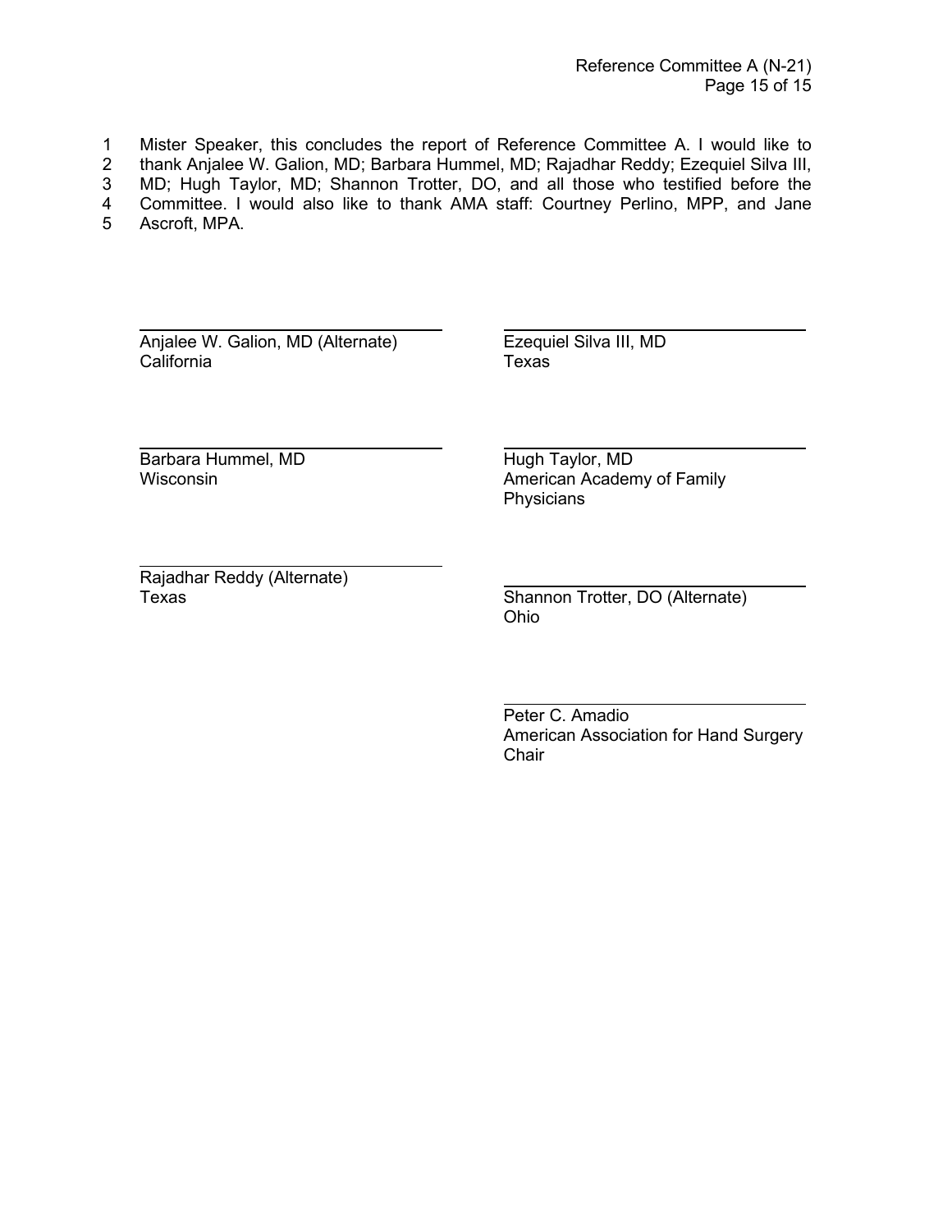Mister Speaker, this concludes the report of Reference Committee A. I would like to thank Anjalee W. Galion, MD; Barbara Hummel, MD; Rajadhar Reddy; Ezequiel Silva III, MD; Hugh Taylor, MD; Shannon Trotter, DO, and all those who testified before the Committee. I would also like to thank AMA staff: Courtney Perlino, MPP, and Jane Ascroft, MPA.

Anjalee W. Galion, MD (Alternate)
California

Ezequiel Silva III, MD
Texas

Barbara Hummel, MD
Wisconsin

Hugh Taylor, MD
American Academy of Family Physicians

Rajadhar Reddy (Alternate)
Texas

Shannon Trotter, DO (Alternate)
Ohio

Peter C. Amadio
American Association for Hand Surgery
Chair